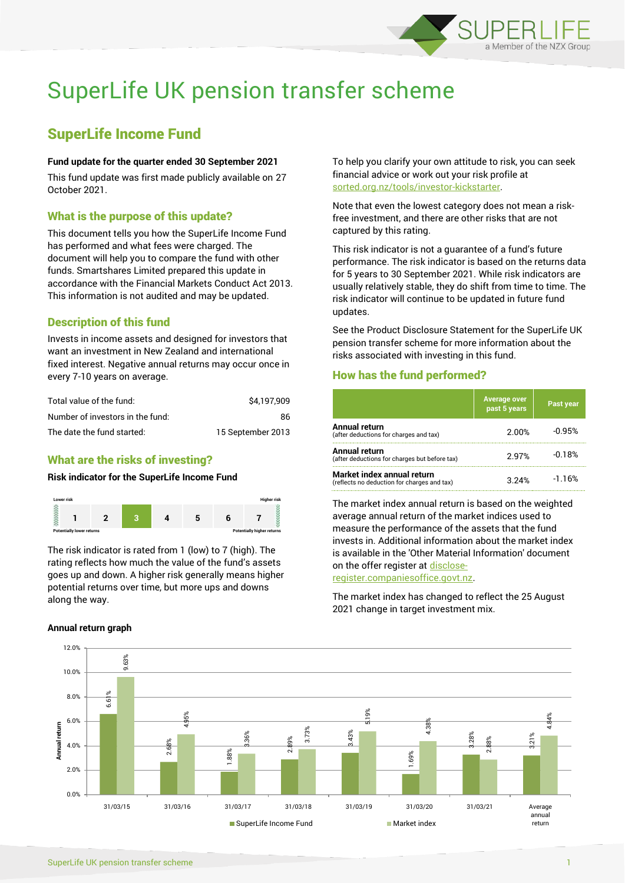# SuperLife UK pension transfer scheme

## SuperLife Income Fund

**Fund update for the quarter ended 30 September 2021**

This fund update was first made publicly available on 27 October 2021.

### What is the purpose of this update?

This document tells you how the SuperLife Income Fund has performed and what fees were charged. The document will help you to compare the fund with other funds. Smartshares Limited prepared this update in accordance with the Financial Markets Conduct Act 2013. This information is not audited and may be updated.

### Description of this fund

Invests in income assets and designed for investors that want an investment in New Zealand and international fixed interest. Negative annual returns may occur once in every 7-10 years on average.

| | |
|---|---|
| Total value of the fund: | $4,197,909 |
| Number of investors in the fund: | 86 |
| The date the fund started: | 15 September 2013 |

### What are the risks of investing?

**Risk indicator for the SuperLife Income Fund**

| Lower risk | | | | | | Higher risk |
|---|---|---|---|---|---|---|
| 1 | 2 | **3** | 4 | 5 | 6 | 7 |
| Potentially lower returns | | | | | | Potentially higher returns |

The risk indicator is rated from 1 (low) to 7 (high). The rating reflects how much the value of the fund's assets goes up and down. A higher risk generally means higher potential returns over time, but more ups and downs along the way.

To help you clarify your own attitude to risk, you can seek financial advice or work out your risk profile at sorted.org.nz/tools/investor-kickstarter.

Note that even the lowest category does not mean a risk-free investment, and there are other risks that are not captured by this rating.

This risk indicator is not a guarantee of a fund's future performance. The risk indicator is based on the returns data for 5 years to 30 September 2021. While risk indicators are usually relatively stable, they do shift from time to time. The risk indicator will continue to be updated in future fund updates.

See the Product Disclosure Statement for the SuperLife UK pension transfer scheme for more information about the risks associated with investing in this fund.

### How has the fund performed?

| | Average over past 5 years | Past year |
|---|---|---|
| **Annual return** (after deductions for charges and tax) | 2.00% | -0.95% |
| **Annual return** (after deductions for charges but before tax) | 2.97% | -0.18% |
| **Market index annual return** (reflects no deduction for charges and tax) | 3.24% | -1.16% |

The market index annual return is based on the weighted average annual return of the market indices used to measure the performance of the assets that the fund invests in. Additional information about the market index is available in the 'Other Material Information' document on the offer register at disclose-register.companiesoffice.govt.nz.

The market index has changed to reflect the 25 August 2021 change in target investment mix.

**Annual return graph**

| | SuperLife Income Fund | Market index |
|---|---|---|
| 31/03/15 | 6.61% | 9.63% |
| 31/03/16 | 2.68% | 4.95% |
| 31/03/17 | 1.88% | 3.36% |
| 31/03/18 | 2.89% | 3.73% |
| 31/03/19 | 3.43% | 5.19% |
| 31/03/20 | 1.69% | 4.38% |
| 31/03/21 | 3.28% | 2.88% |
| Average annual return | 3.21% | 4.84% |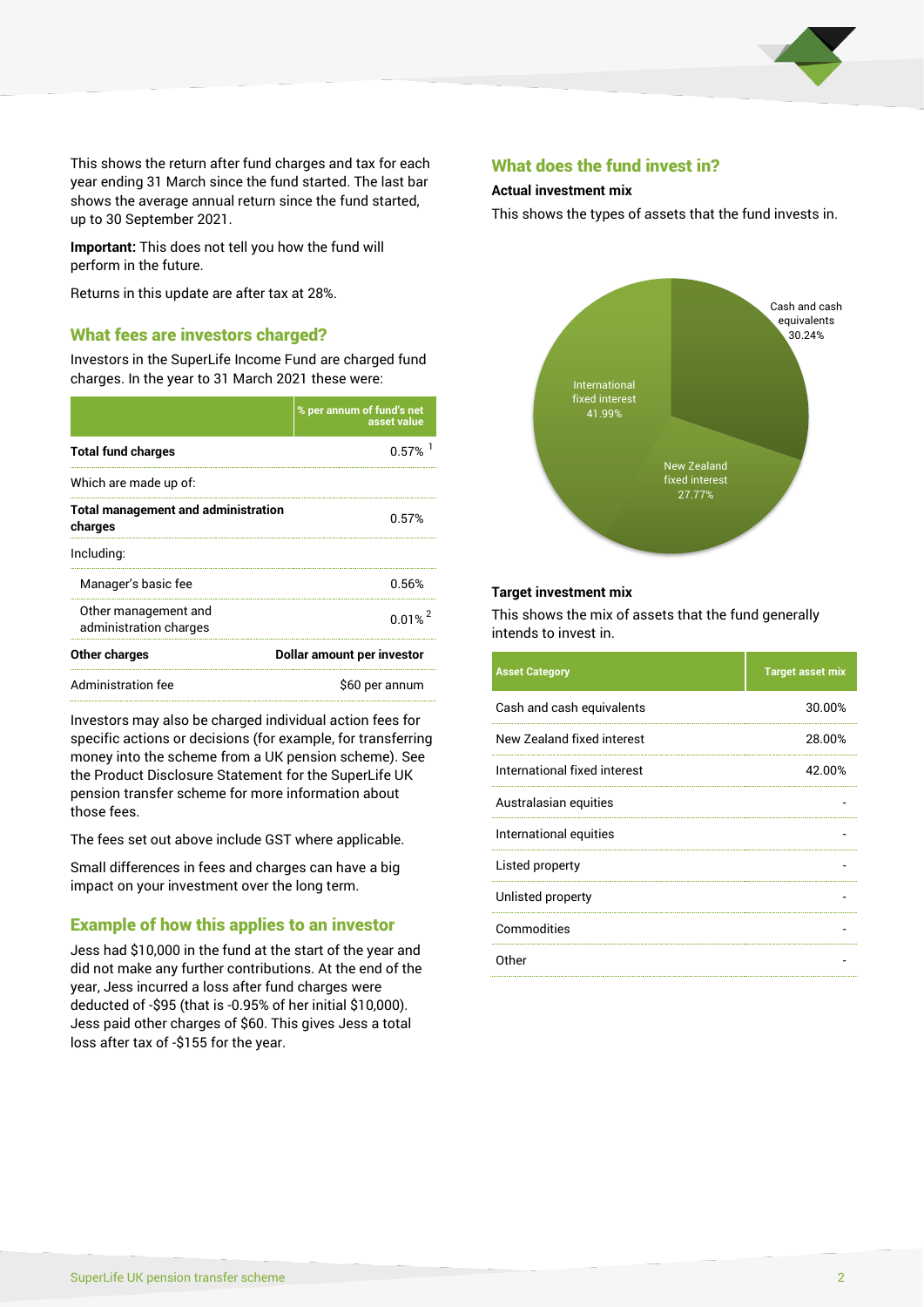This shows the return after fund charges and tax for each year ending 31 March since the fund started. The last bar shows the average annual return since the fund started, up to 30 September 2021.

**Important:** This does not tell you how the fund will perform in the future.

Returns in this update are after tax at 28%.

## What fees are investors charged?

Investors in the SuperLife Income Fund are charged fund charges. In the year to 31 March 2021 these were:

| | % per annum of fund's net asset value |
|---|---|
| **Total fund charges** | 0.57% [1] |
| Which are made up of: | |
| **Total management and administration charges** | 0.57% |
| Including: | |
| Manager's basic fee | 0.56% |
| Other management and administration charges | 0.01% [2] |
| **Other charges** | **Dollar amount per investor** |
| Administration fee | $60 per annum |

Investors may also be charged individual action fees for specific actions or decisions (for example, for transferring money into the scheme from a UK pension scheme). See the Product Disclosure Statement for the SuperLife UK pension transfer scheme for more information about those fees.

The fees set out above include GST where applicable.

Small differences in fees and charges can have a big impact on your investment over the long term.

## Example of how this applies to an investor

Jess had $10,000 in the fund at the start of the year and did not make any further contributions. At the end of the year, Jess incurred a loss after fund charges were deducted of -$95 (that is -0.95% of her initial $10,000). Jess paid other charges of $60. This gives Jess a total loss after tax of -$155 for the year.

## What does the fund invest in?

### Actual investment mix

This shows the types of assets that the fund invests in.

- Cash and cash equivalents 30.24%
- New Zealand fixed interest 27.77%
- International fixed interest 41.99%

### Target investment mix

This shows the mix of assets that the fund generally intends to invest in.

| Asset Category | Target asset mix |
|---|---|
| Cash and cash equivalents | 30.00% |
| New Zealand fixed interest | 28.00% |
| International fixed interest | 42.00% |
| Australasian equities | - |
| International equities | - |
| Listed property | - |
| Unlisted property | - |
| Commodities | - |
| Other | - |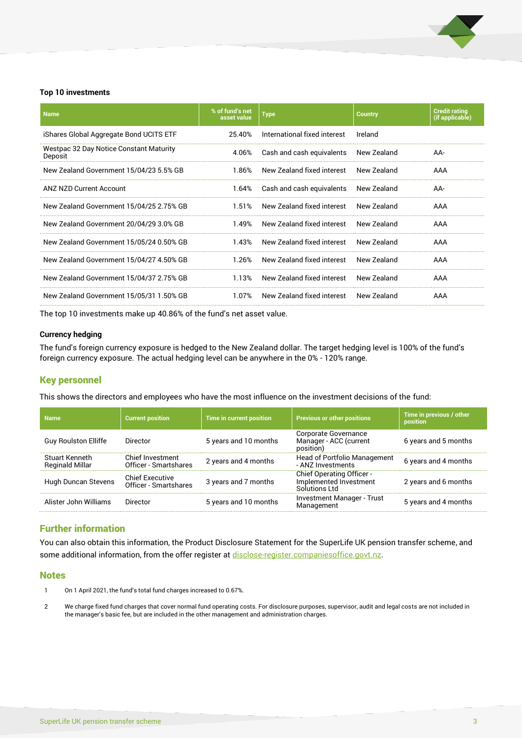### Top 10 investments

| Name | % of fund's net asset value | Type | Country | Credit rating (if applicable) |
|---|---|---|---|---|
| iShares Global Aggregate Bond UCITS ETF | 25.40% | International fixed interest | Ireland | |
| Westpac 32 Day Notice Constant Maturity Deposit | 4.06% | Cash and cash equivalents | New Zealand | AA- |
| New Zealand Government 15/04/23 5.5% GB | 1.86% | New Zealand fixed interest | New Zealand | AAA |
| ANZ NZD Current Account | 1.64% | Cash and cash equivalents | New Zealand | AA- |
| New Zealand Government 15/04/25 2.75% GB | 1.51% | New Zealand fixed interest | New Zealand | AAA |
| New Zealand Government 20/04/29 3.0% GB | 1.49% | New Zealand fixed interest | New Zealand | AAA |
| New Zealand Government 15/05/24 0.50% GB | 1.43% | New Zealand fixed interest | New Zealand | AAA |
| New Zealand Government 15/04/27 4.50% GB | 1.26% | New Zealand fixed interest | New Zealand | AAA |
| New Zealand Government 15/04/37 2.75% GB | 1.13% | New Zealand fixed interest | New Zealand | AAA |
| New Zealand Government 15/05/31 1.50% GB | 1.07% | New Zealand fixed interest | New Zealand | AAA |

The top 10 investments make up 40.86% of the fund's net asset value.

### Currency hedging

The fund's foreign currency exposure is hedged to the New Zealand dollar. The target hedging level is 100% of the fund's foreign currency exposure. The actual hedging level can be anywhere in the 0% - 120% range.

## Key personnel

This shows the directors and employees who have the most influence on the investment decisions of the fund:

| Name | Current position | Time in current position | Previous or other positions | Time in previous / other position |
|---|---|---|---|---|
| Guy Roulston Elliffe | Director | 5 years and 10 months | Corporate Governance Manager - ACC (current position) | 6 years and 5 months |
| Stuart Kenneth Reginald Millar | Chief Investment Officer - Smartshares | 2 years and 4 months | Head of Portfolio Management - ANZ Investments | 6 years and 4 months |
| Hugh Duncan Stevens | Chief Executive Officer - Smartshares | 3 years and 7 months | Chief Operating Officer - Implemented Investment Solutions Ltd | 2 years and 6 months |
| Alister John Williams | Director | 5 years and 10 months | Investment Manager - Trust Management | 5 years and 4 months |

## Further information

You can also obtain this information, the Product Disclosure Statement for the SuperLife UK pension transfer scheme, and some additional information, from the offer register at disclose-register.companiesoffice.govt.nz.

## Notes

1. On 1 April 2021, the fund's total fund charges increased to 0.67%.
2. We charge fixed fund charges that cover normal fund operating costs. For disclosure purposes, supervisor, audit and legal costs are not included in the manager's basic fee, but are included in the other management and administration charges.